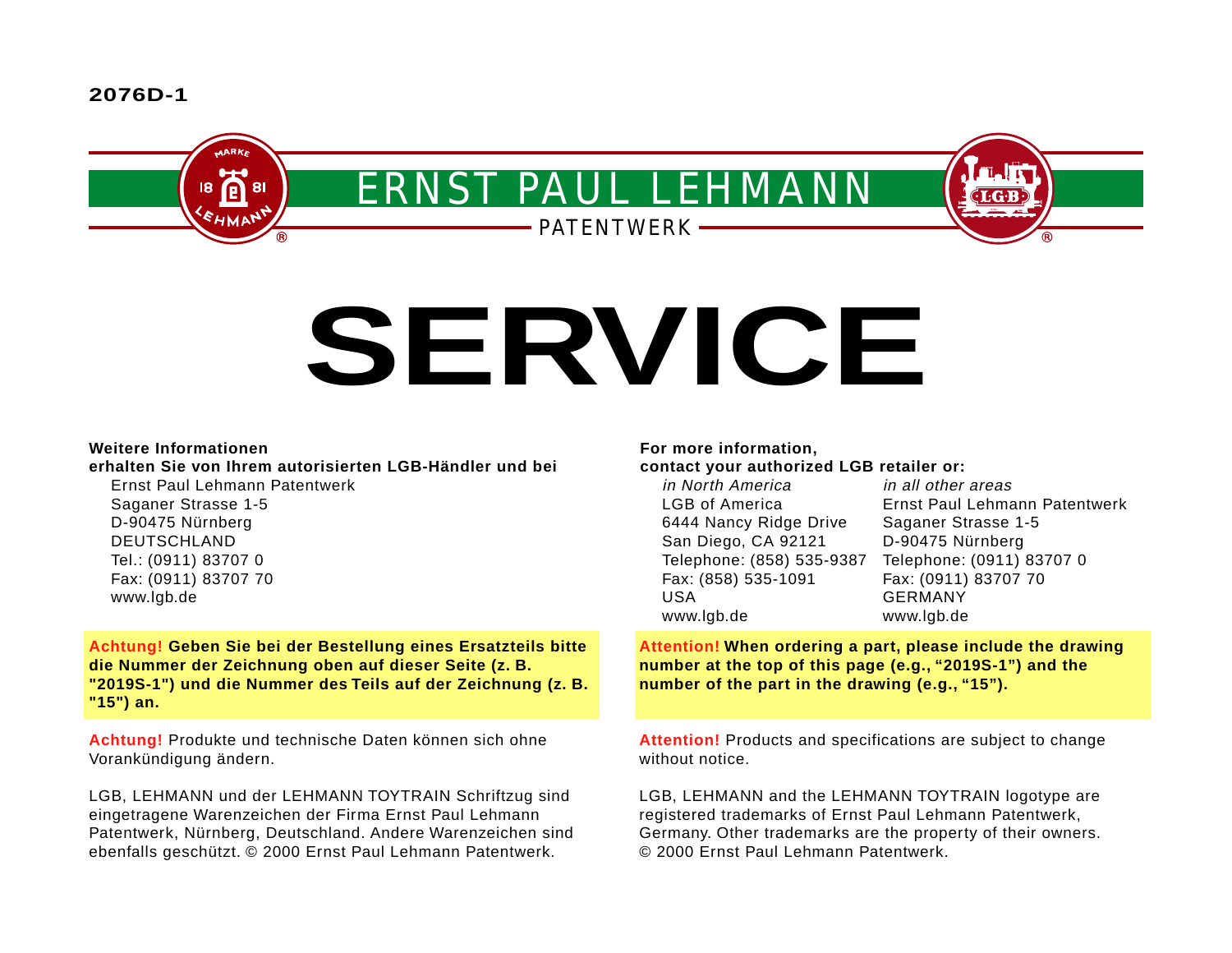**2076D-1**

ERNST PAUL LEHMANN

PATENTWERK

# SERVICE

**Weitere Informationen**
**erhalten Sie von Ihrem autorisierten LGB-Händler und bei**

Ernst Paul Lehmann Patentwerk
Saganer Strasse 1-5
D-90475 Nürnberg
DEUTSCHLAND
Tel.: (0911) 83707 0
Fax: (0911) 83707 70
www.lgb.de

**Achtung! Geben Sie bei der Bestellung eines Ersatzteils bitte die Nummer der Zeichnung oben auf dieser Seite (z. B. "2019S-1") und die Nummer des Teils auf der Zeichnung (z. B. "15") an.**

**Achtung!** Produkte und technische Daten können sich ohne Vorankündigung ändern.

LGB, LEHMANN und der LEHMANN TOYTRAIN Schriftzug sind eingetragene Warenzeichen der Firma Ernst Paul Lehmann Patentwerk, Nürnberg, Deutschland. Andere Warenzeichen sind ebenfalls geschützt. © 2000 Ernst Paul Lehmann Patentwerk.

**For more information,**
**contact your authorized LGB retailer or:**

*in North America*
LGB of America
6444 Nancy Ridge Drive
San Diego, CA 92121
Telephone: (858) 535-9387
Fax: (858) 535-1091
USA
www.lgb.de

*in all other areas*
Ernst Paul Lehmann Patentwerk
Saganer Strasse 1-5
D-90475 Nürnberg
Telephone: (0911) 83707 0
Fax: (0911) 83707 70
GERMANY
www.lgb.de

**Attention! When ordering a part, please include the drawing number at the top of this page (e.g., “2019S-1”) and the number of the part in the drawing (e.g., “15”).**

**Attention!** Products and specifications are subject to change without notice.

LGB, LEHMANN and the LEHMANN TOYTRAIN logotype are registered trademarks of Ernst Paul Lehmann Patentwerk, Germany. Other trademarks are the property of their owners. © 2000 Ernst Paul Lehmann Patentwerk.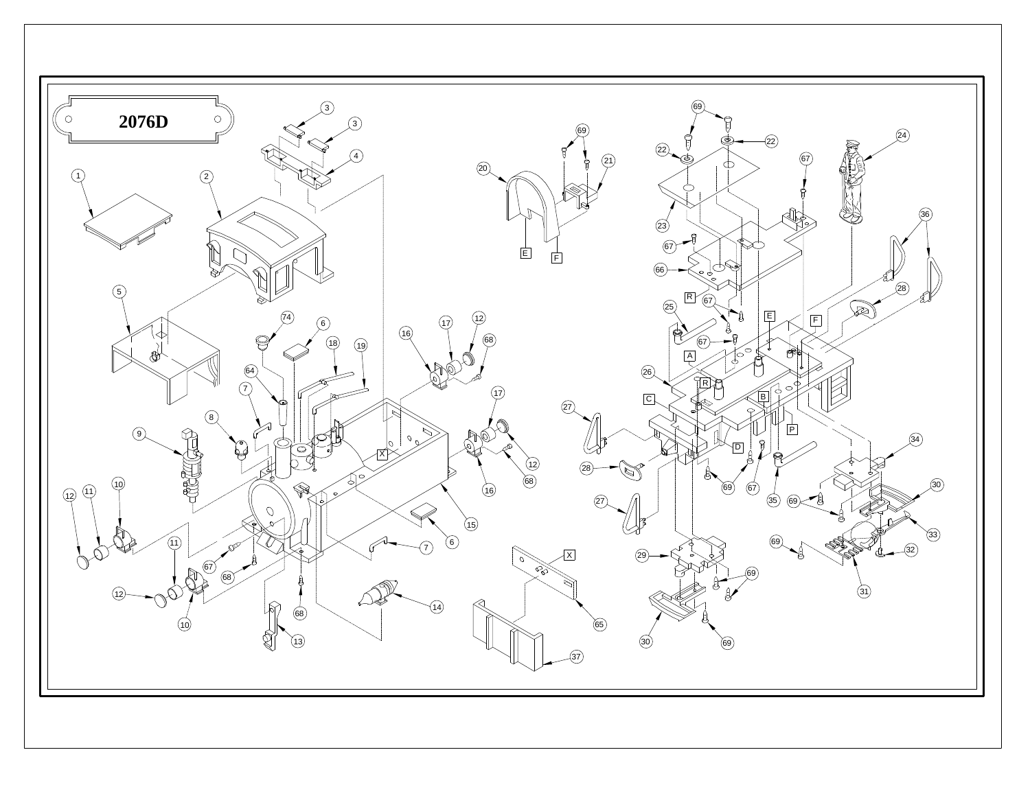# 2076D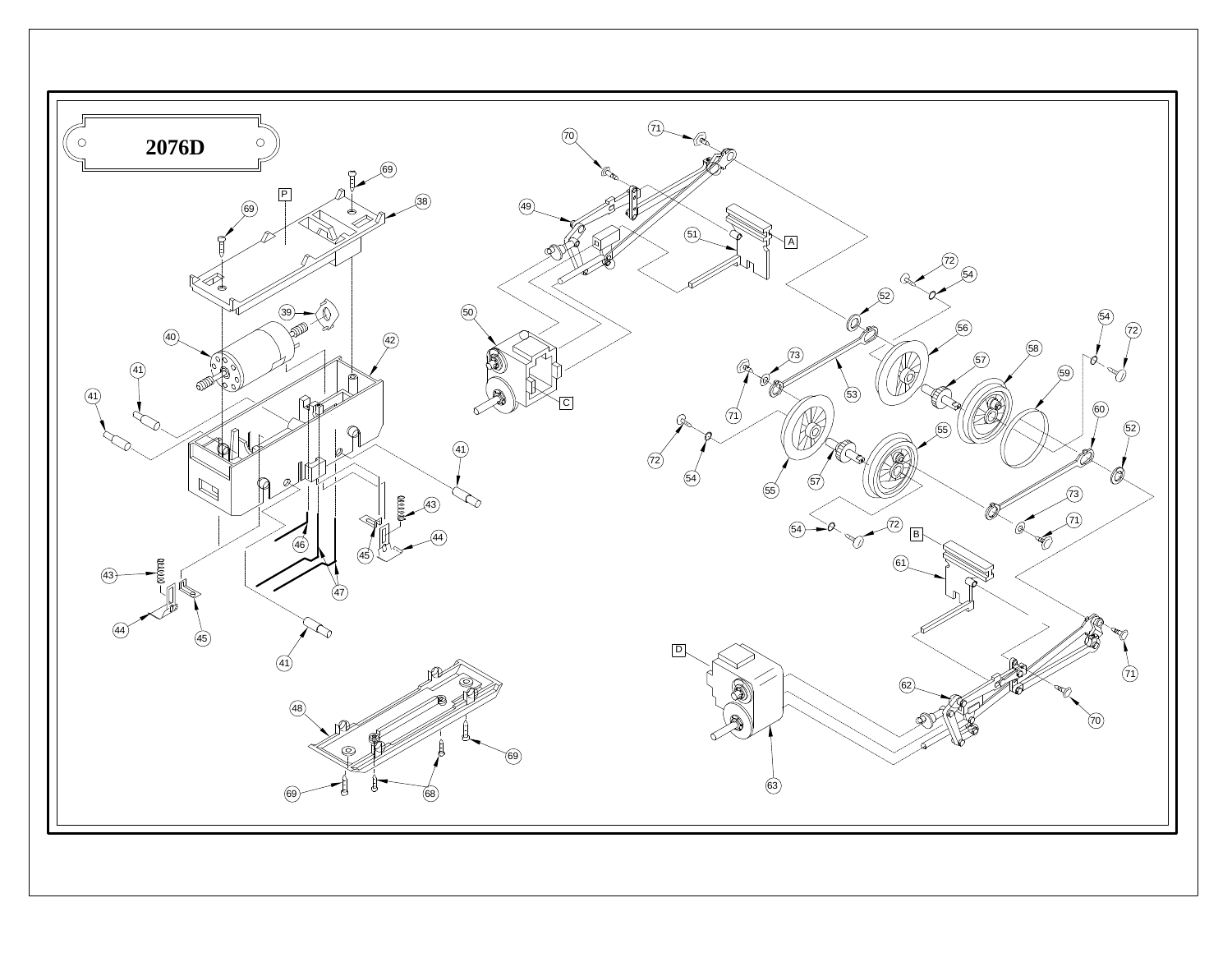# 2076D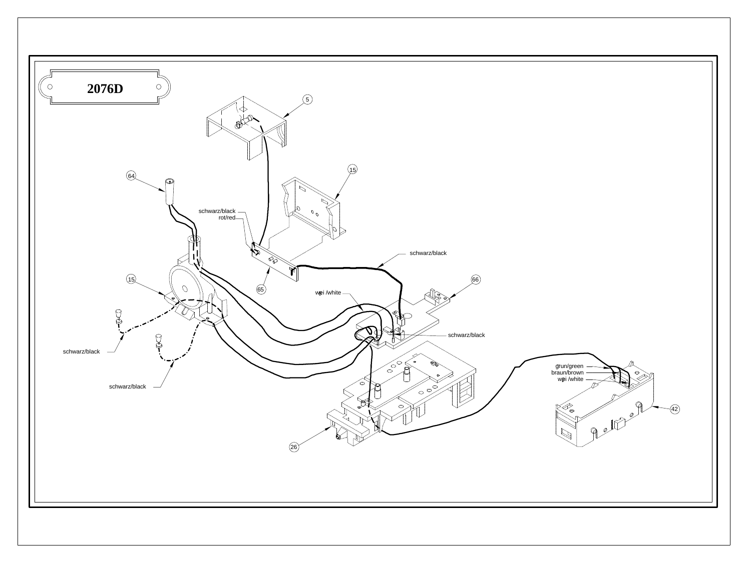# 2076D

5

15

64

schwarz/black
rot/red

schwarz/black

15

65

66

weiß/white

schwarz/black

schwarz/black

schwarz/black

grün/green
braun/brown
weiß/white

42

26